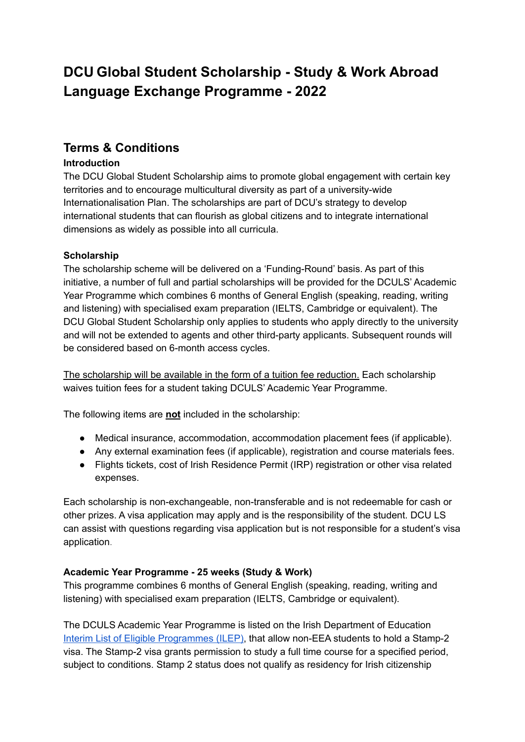# DCU Global Student Scholarship - Study & Work Abroad Language Exchange Programme - 2022

## Terms & Conditions

### Introduction

The DCU Global Student Scholarship aims to promote global engagement with certain key territories and to encourage multicultural diversity as part of a university-wide Internationalisation Plan. The scholarships are part of DCU's strategy to develop international students that can flourish as global citizens and to integrate international dimensions as widely as possible into all curricula.

### Scholarship

The scholarship scheme will be delivered on a 'Funding-Round' basis. As part of this initiative, a number of full and partial scholarships will be provided for the DCULS' Academic Year Programme which combines 6 months of General English (speaking, reading, writing and listening) with specialised exam preparation (IELTS, Cambridge or equivalent). The DCU Global Student Scholarship only applies to students who apply directly to the university and will not be extended to agents and other third-party applicants. Subsequent rounds will be considered based on 6-month access cycles.

<u>The scholarship will be available in the form of a tuition fee reduction.</u> Each scholarship waives tuition fees for a student taking DCULS' Academic Year Programme.

The following items are **<u>not</u>** included in the scholarship:

- Medical insurance, accommodation, accommodation placement fees (if applicable).
- Any external examination fees (if applicable), registration and course materials fees.
- Flights tickets, cost of Irish Residence Permit (IRP) registration or other visa related expenses.

Each scholarship is non-exchangeable, non-transferable and is not redeemable for cash or other prizes. A visa application may apply and is the responsibility of the student. DCU LS can assist with questions regarding visa application but is not responsible for a student's visa application.

### Academic Year Programme - 25 weeks (Study & Work)

This programme combines 6 months of General English (speaking, reading, writing and listening) with specialised exam preparation (IELTS, Cambridge or equivalent).

The DCULS Academic Year Programme is listed on the Irish Department of Education [Interim List of Eligible Programmes (ILEP)](), that allow non-EEA students to hold a Stamp-2 visa. The Stamp-2 visa grants permission to study a full time course for a specified period, subject to conditions. Stamp 2 status does not qualify as residency for Irish citizenship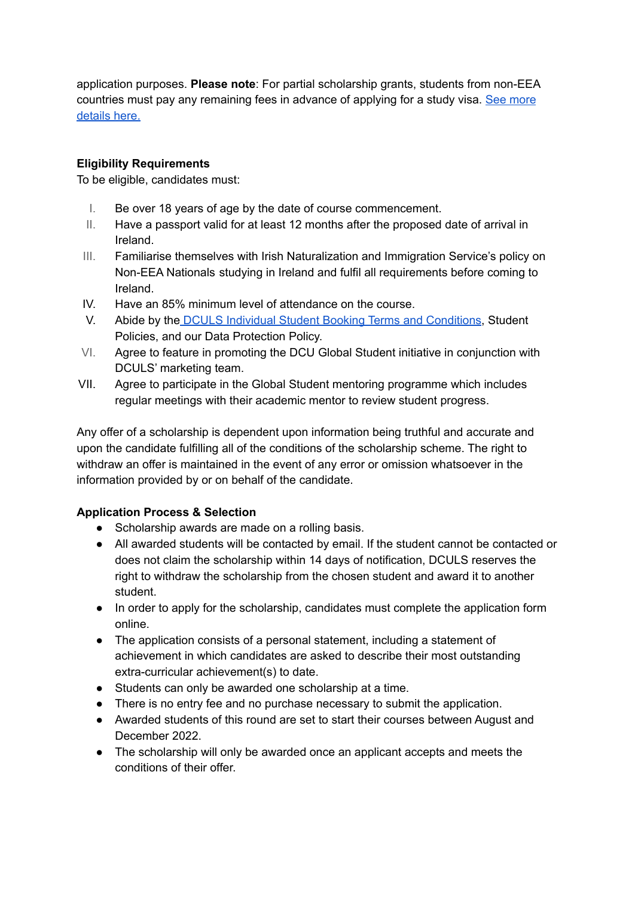application purposes. **Please note**: For partial scholarship grants, students from non-EEA countries must pay any remaining fees in advance of applying for a study visa. [See more details here.]()

**Eligibility Requirements**

To be eligible, candidates must:

I. Be over 18 years of age by the date of course commencement.
II. Have a passport valid for at least 12 months after the proposed date of arrival in Ireland.
III. Familiarise themselves with Irish Naturalization and Immigration Service's policy on Non-EEA Nationals studying in Ireland and fulfil all requirements before coming to Ireland.
IV. Have an 85% minimum level of attendance on the course.
V. Abide by the [DCULS Individual Student Booking Terms and Conditions](), Student Policies, and our Data Protection Policy.
VI. Agree to feature in promoting the DCU Global Student initiative in conjunction with DCULS' marketing team.
VII. Agree to participate in the Global Student mentoring programme which includes regular meetings with their academic mentor to review student progress.

Any offer of a scholarship is dependent upon information being truthful and accurate and upon the candidate fulfilling all of the conditions of the scholarship scheme. The right to withdraw an offer is maintained in the event of any error or omission whatsoever in the information provided by or on behalf of the candidate.

**Application Process & Selection**

- Scholarship awards are made on a rolling basis.
- All awarded students will be contacted by email. If the student cannot be contacted or does not claim the scholarship within 14 days of notification, DCULS reserves the right to withdraw the scholarship from the chosen student and award it to another student.
- In order to apply for the scholarship, candidates must complete the application form online.
- The application consists of a personal statement, including a statement of achievement in which candidates are asked to describe their most outstanding extra-curricular achievement(s) to date.
- Students can only be awarded one scholarship at a time.
- There is no entry fee and no purchase necessary to submit the application.
- Awarded students of this round are set to start their courses between August and December 2022.
- The scholarship will only be awarded once an applicant accepts and meets the conditions of their offer.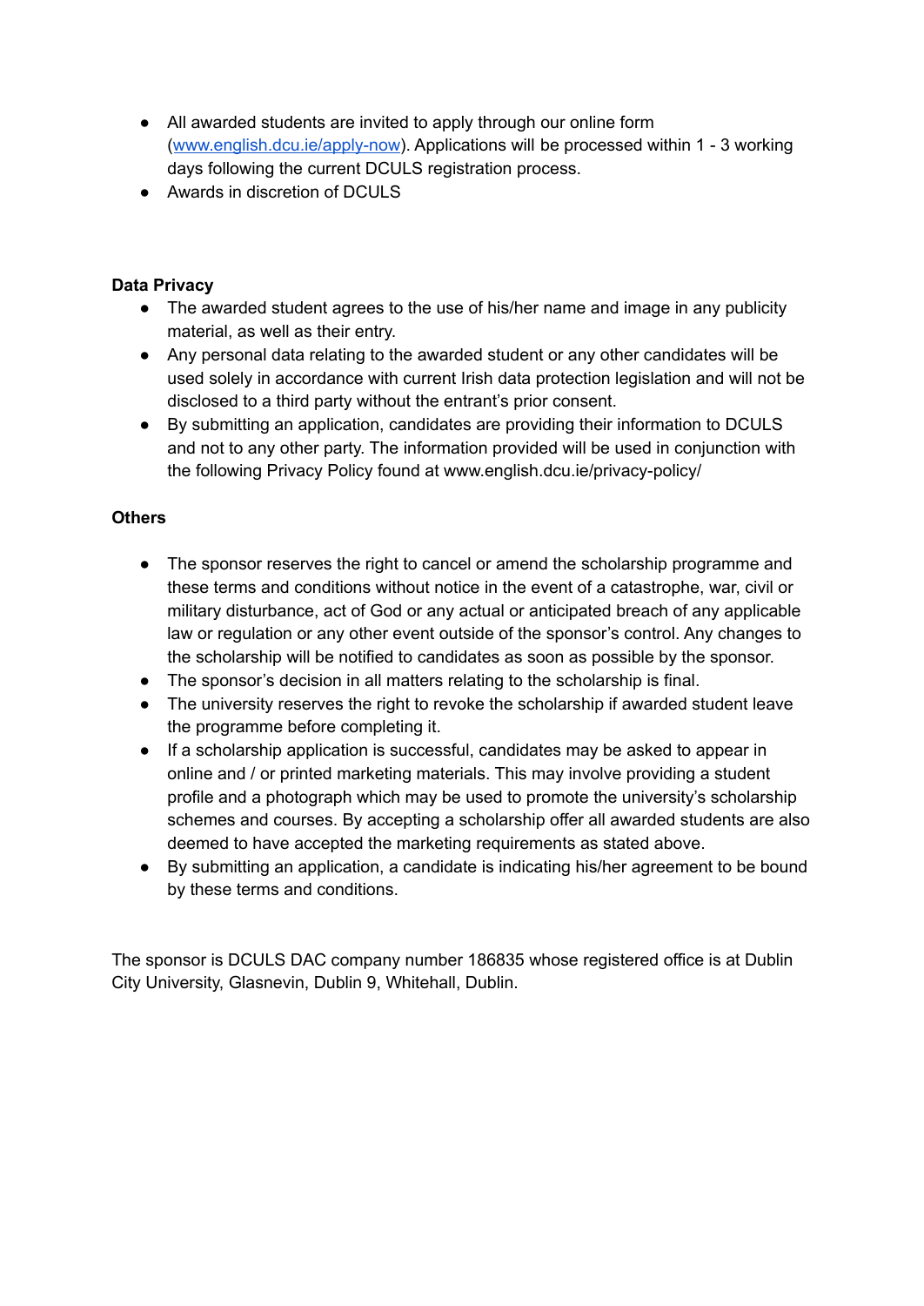- All awarded students are invited to apply through our online form ([www.english.dcu.ie/apply-now](www.english.dcu.ie/apply-now)). Applications will be processed within 1 - 3 working days following the current DCULS registration process.
- Awards in discretion of DCULS

**Data Privacy**

- The awarded student agrees to the use of his/her name and image in any publicity material, as well as their entry.
- Any personal data relating to the awarded student or any other candidates will be used solely in accordance with current Irish data protection legislation and will not be disclosed to a third party without the entrant's prior consent.
- By submitting an application, candidates are providing their information to DCULS and not to any other party. The information provided will be used in conjunction with the following Privacy Policy found at www.english.dcu.ie/privacy-policy/

**Others**

- The sponsor reserves the right to cancel or amend the scholarship programme and these terms and conditions without notice in the event of a catastrophe, war, civil or military disturbance, act of God or any actual or anticipated breach of any applicable law or regulation or any other event outside of the sponsor's control. Any changes to the scholarship will be notified to candidates as soon as possible by the sponsor.
- The sponsor's decision in all matters relating to the scholarship is final.
- The university reserves the right to revoke the scholarship if awarded student leave the programme before completing it.
- If a scholarship application is successful, candidates may be asked to appear in online and / or printed marketing materials. This may involve providing a student profile and a photograph which may be used to promote the university's scholarship schemes and courses. By accepting a scholarship offer all awarded students are also deemed to have accepted the marketing requirements as stated above.
- By submitting an application, a candidate is indicating his/her agreement to be bound by these terms and conditions.

The sponsor is DCULS DAC company number 186835 whose registered office is at Dublin City University, Glasnevin, Dublin 9, Whitehall, Dublin.